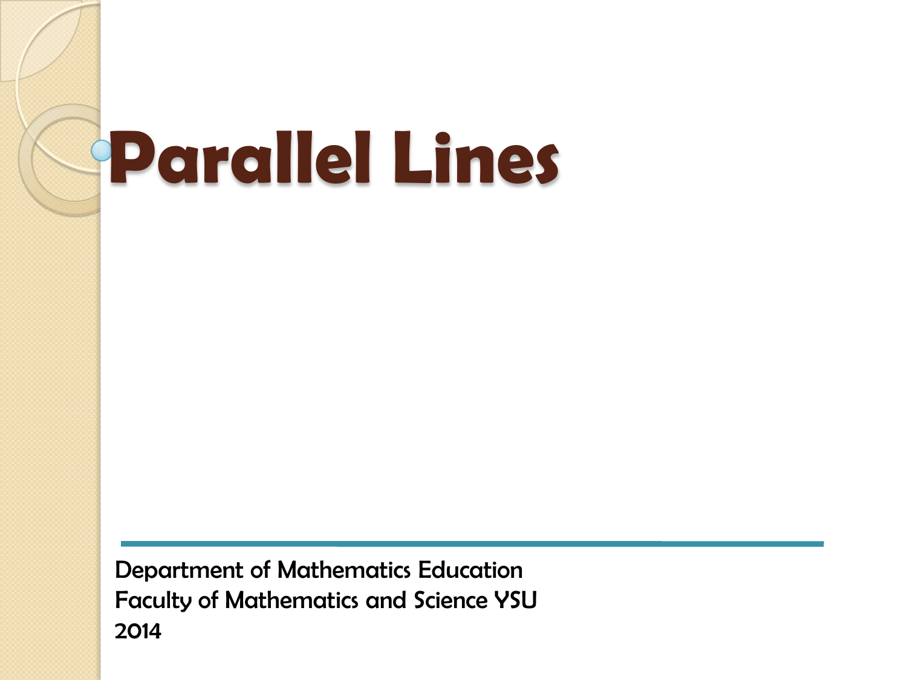# Parallel Lines

Department of Mathematics Education
Faculty of Mathematics and Science YSU
2014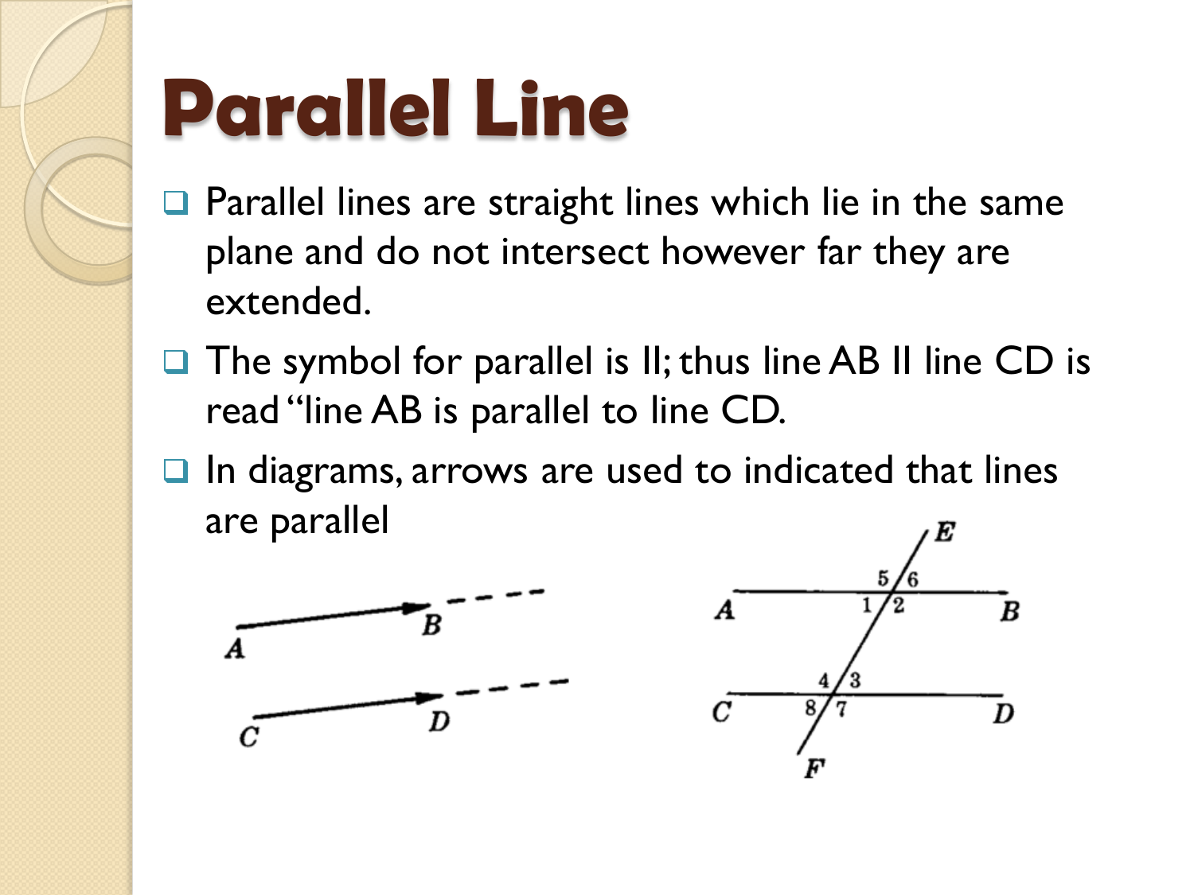# Parallel Line

- Parallel lines are straight lines which lie in the same plane and do not intersect however far they are extended.
- The symbol for parallel is ll; thus line AB ll line CD is read "line AB is parallel to line CD.
- In diagrams, arrows are used to indicated that lines are parallel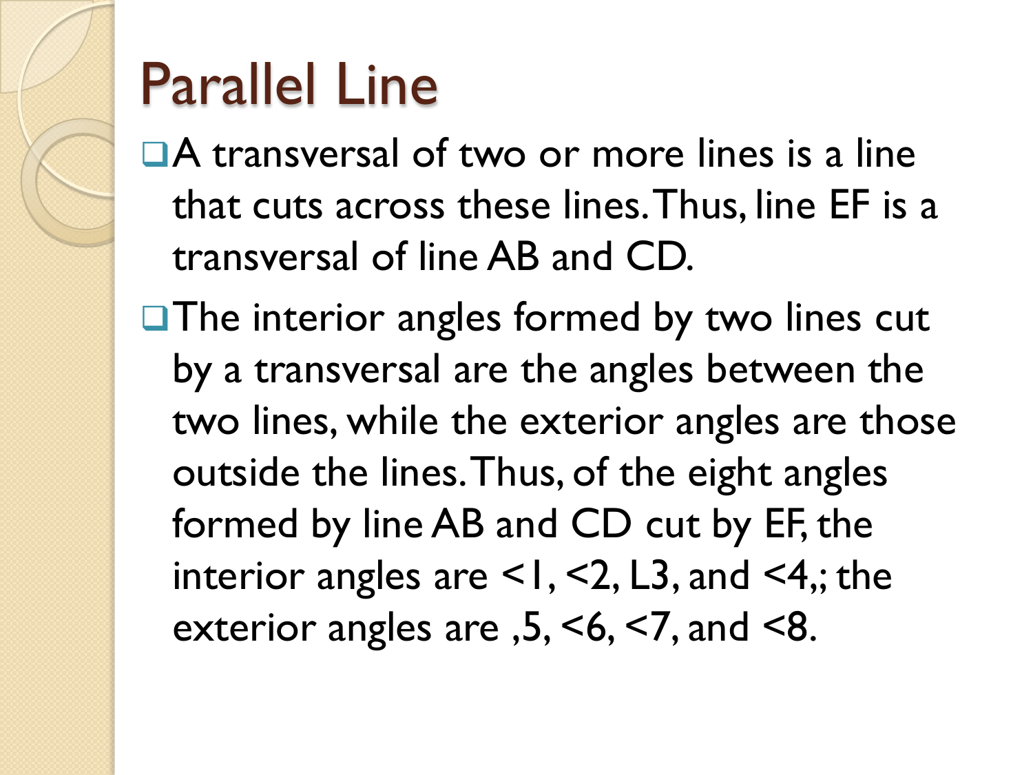# Parallel Line

- A transversal of two or more lines is a line that cuts across these lines. Thus, line EF is a transversal of line AB and CD.
- The interior angles formed by two lines cut by a transversal are the angles between the two lines, while the exterior angles are those outside the lines. Thus, of the eight angles formed by line AB and CD cut by EF, the interior angles are <1, <2, L3, and <4,; the exterior angles are ,5, <6, <7, and <8.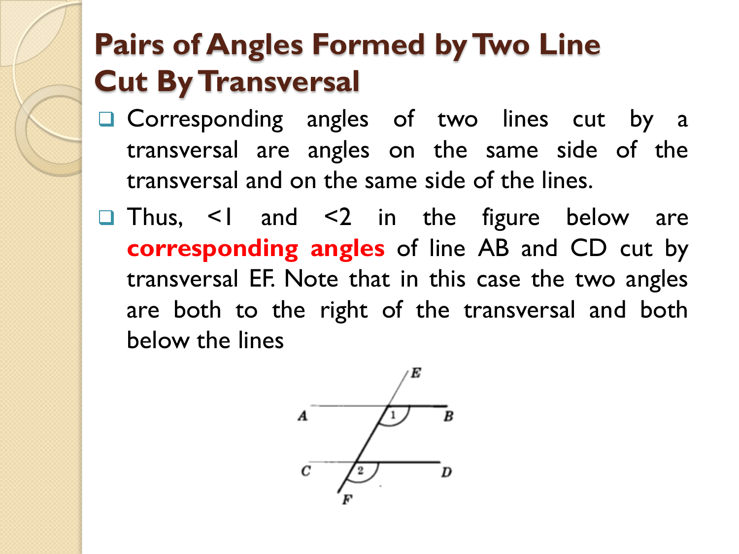# Pairs of Angles Formed by Two Line Cut By Transversal

- Corresponding angles of two lines cut by a transversal are angles on the same side of the transversal and on the same side of the lines.
- Thus, <1 and <2 in the figure below are **corresponding angles** of line AB and CD cut by transversal EF. Note that in this case the two angles are both to the right of the transversal and both below the lines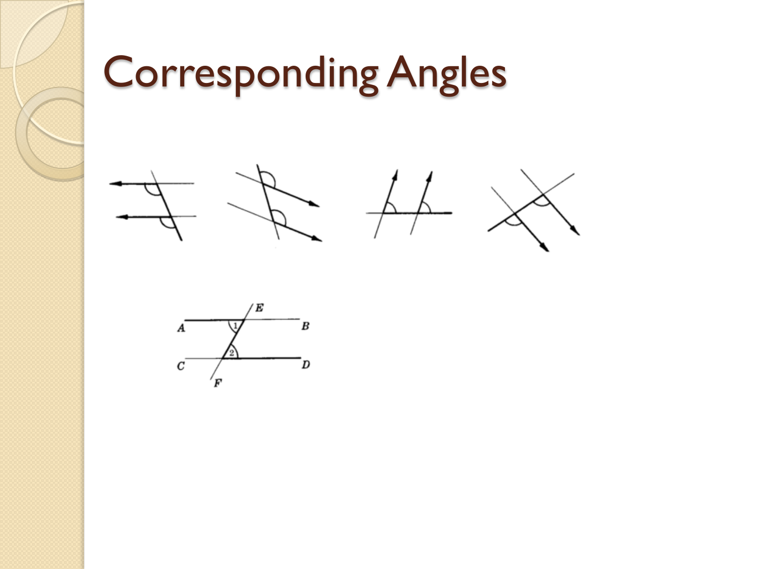# Corresponding Angles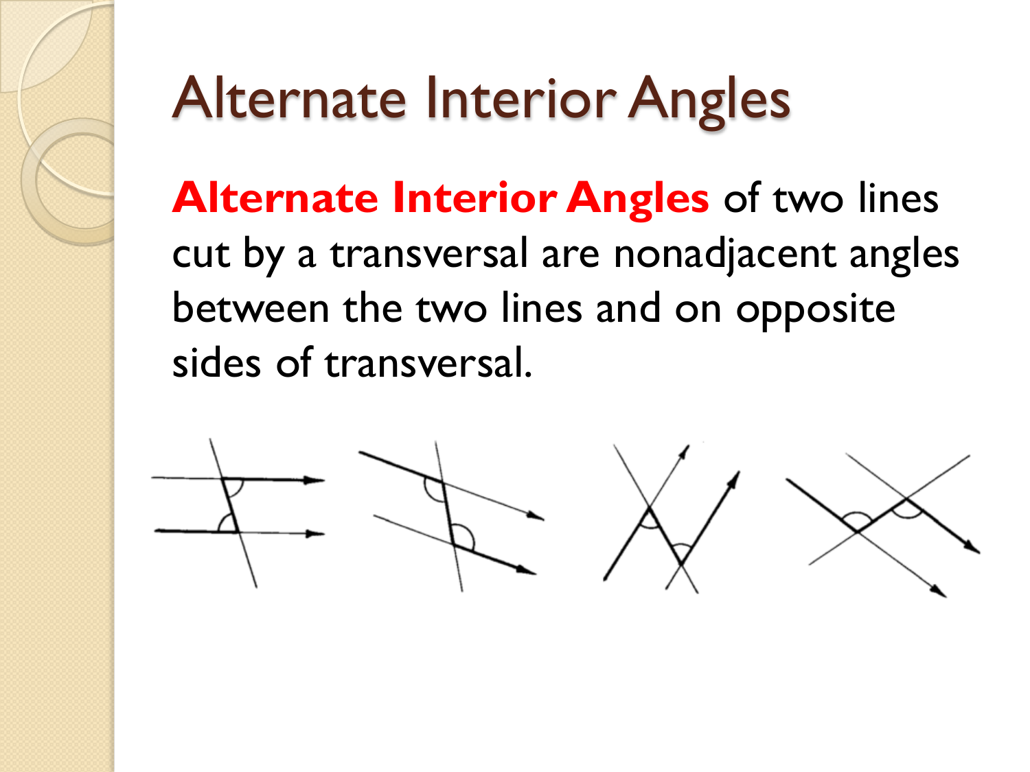# Alternate Interior Angles

**Alternate Interior Angles** of two lines cut by a transversal are nonadjacent angles between the two lines and on opposite sides of transversal.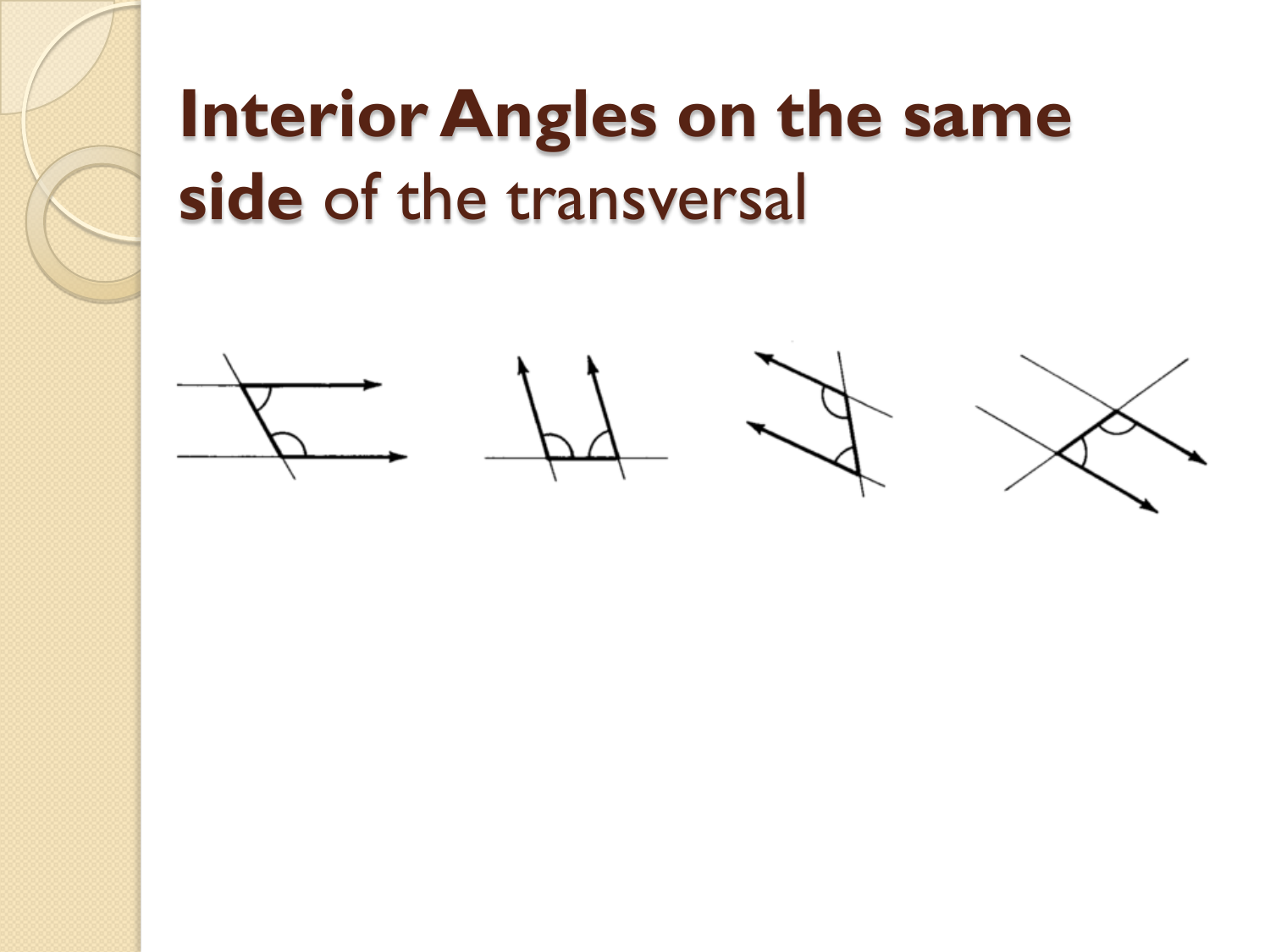# **Interior Angles on the same side** of the transversal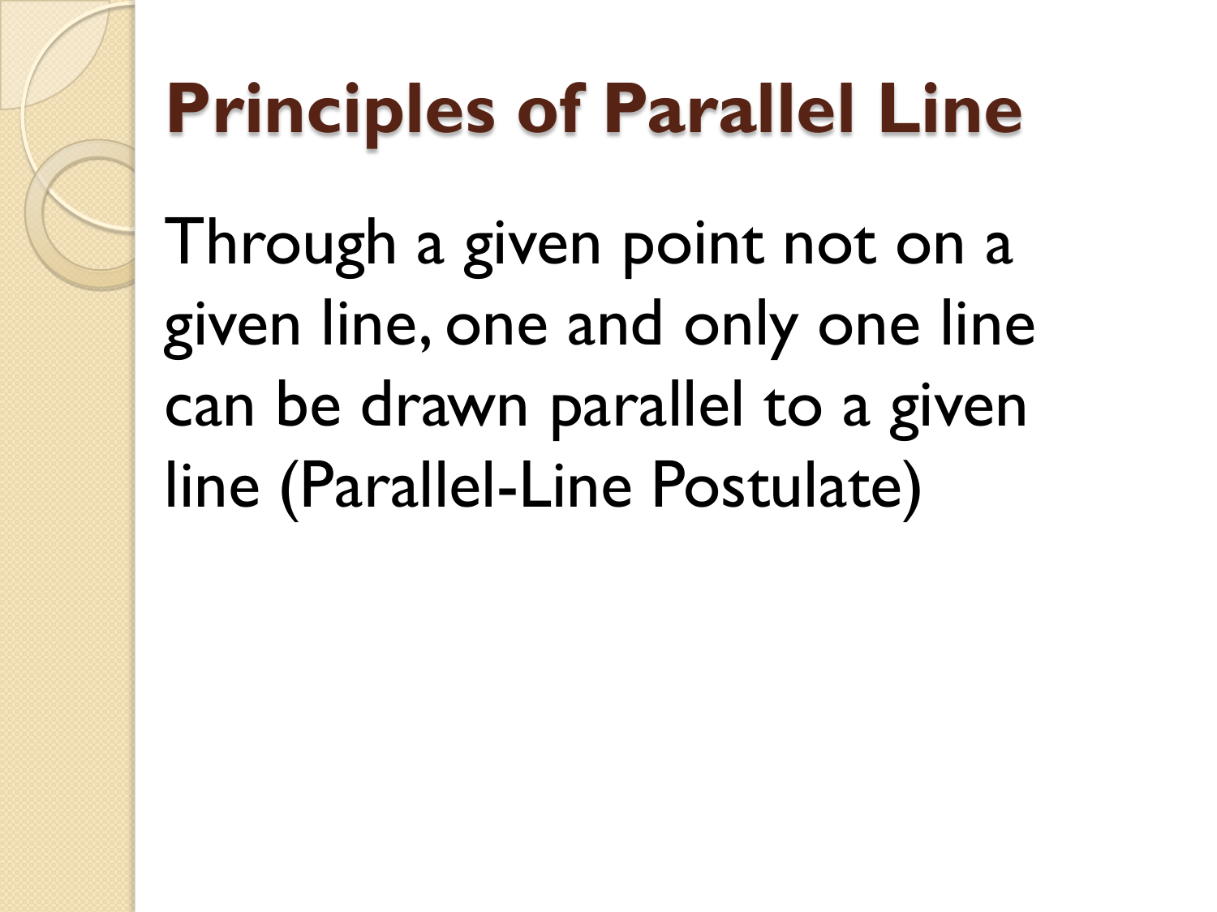# Principles of Parallel Line

Through a given point not on a given line, one and only one line can be drawn parallel to a given line (Parallel-Line Postulate)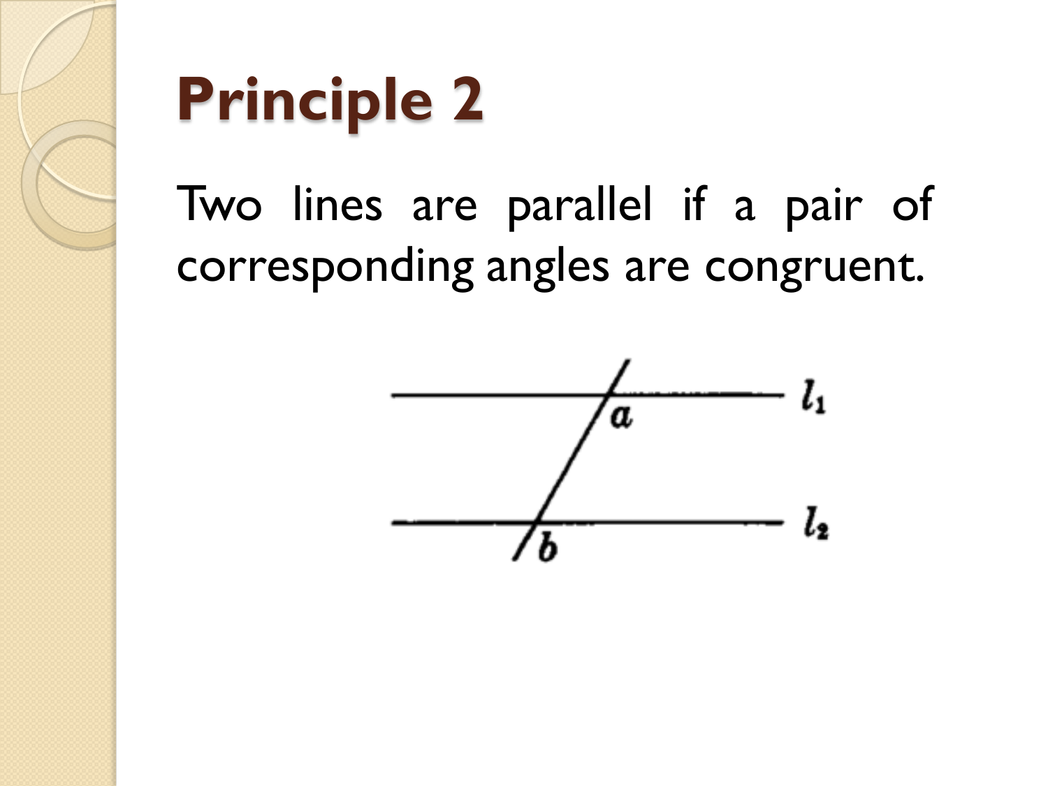# Principle 2

Two lines are parallel if a pair of corresponding angles are congruent.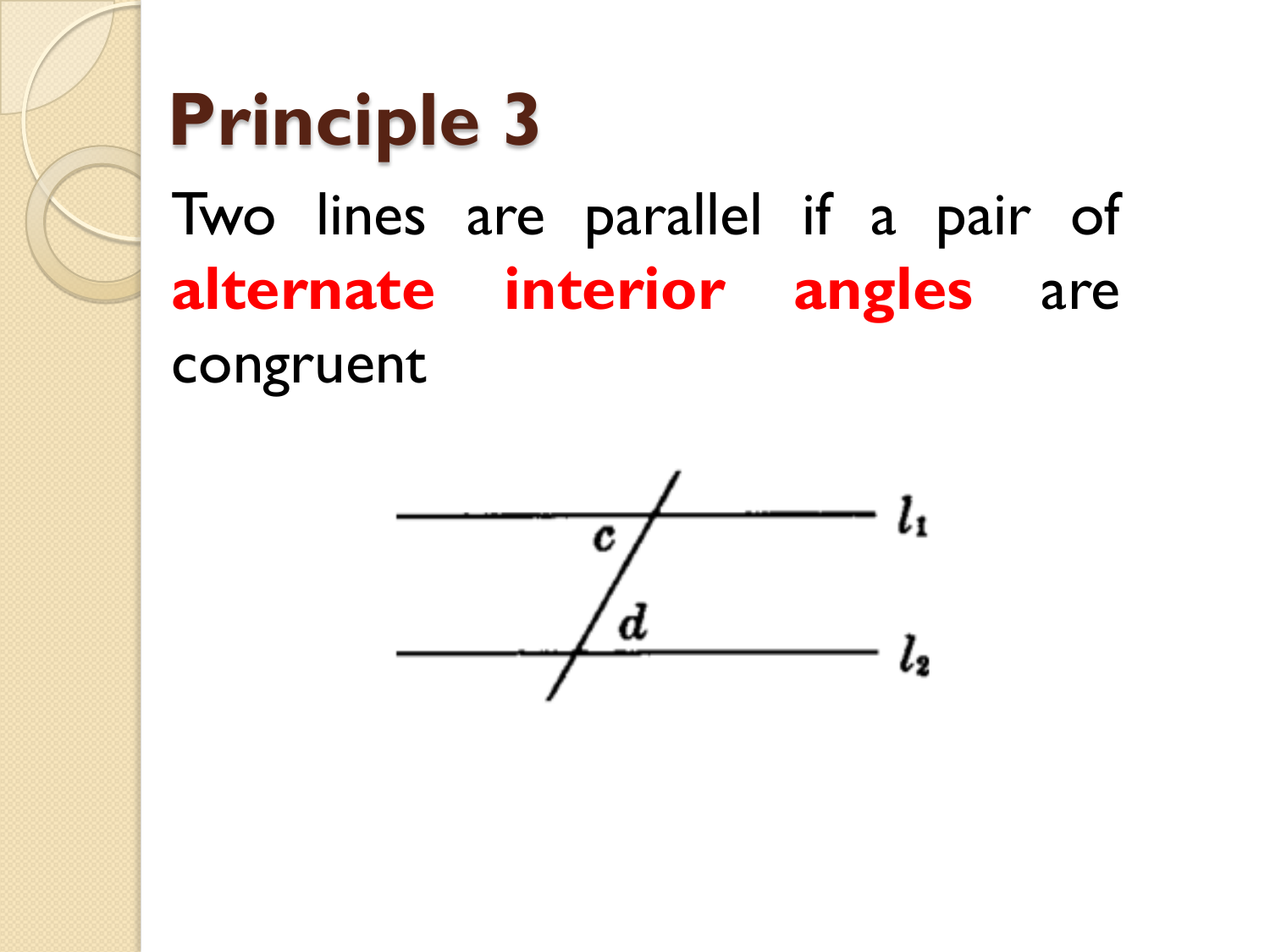# Principle 3

Two lines are parallel if a pair of **alternate interior angles** are congruent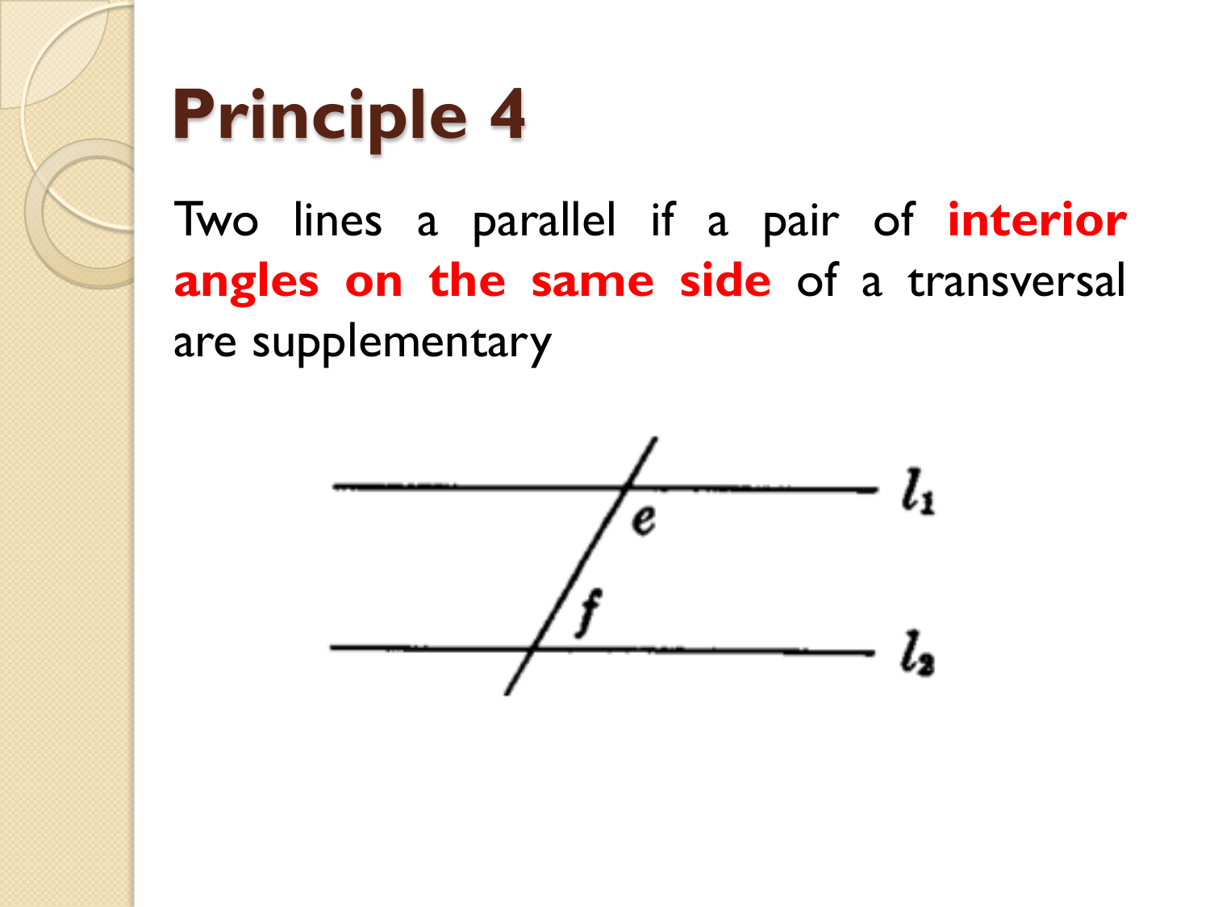# Principle 4

Two lines a parallel if a pair of **interior angles on the same side** of a transversal are supplementary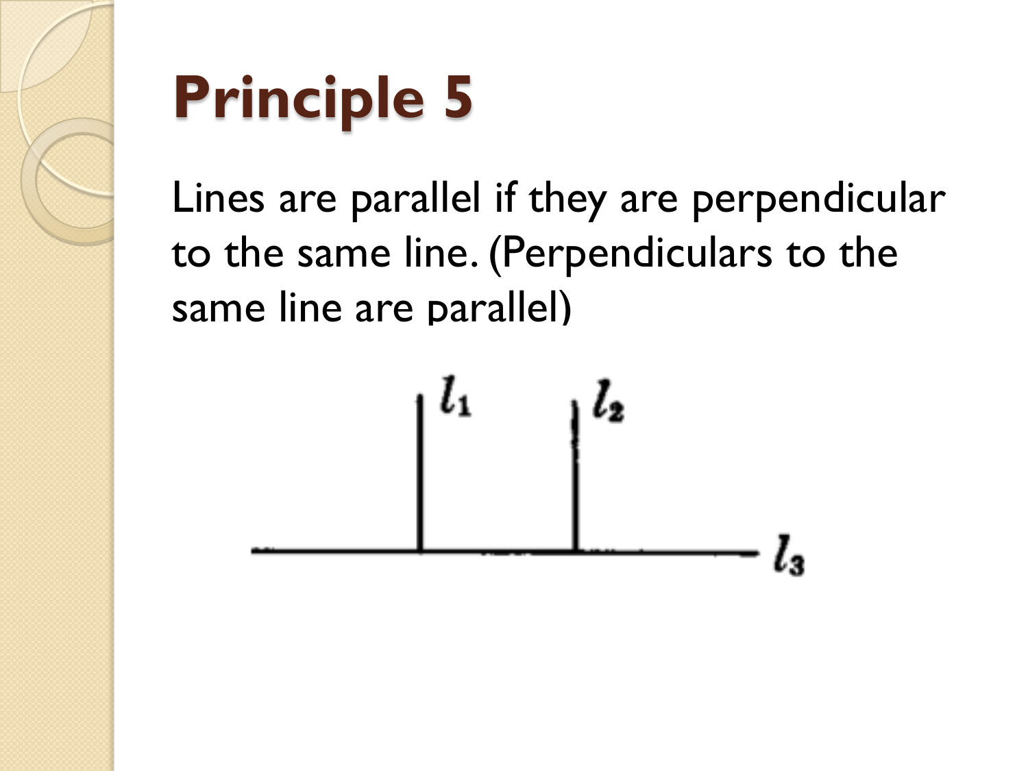# Principle 5

Lines are parallel if they are perpendicular to the same line. (Perpendiculars to the same line are parallel)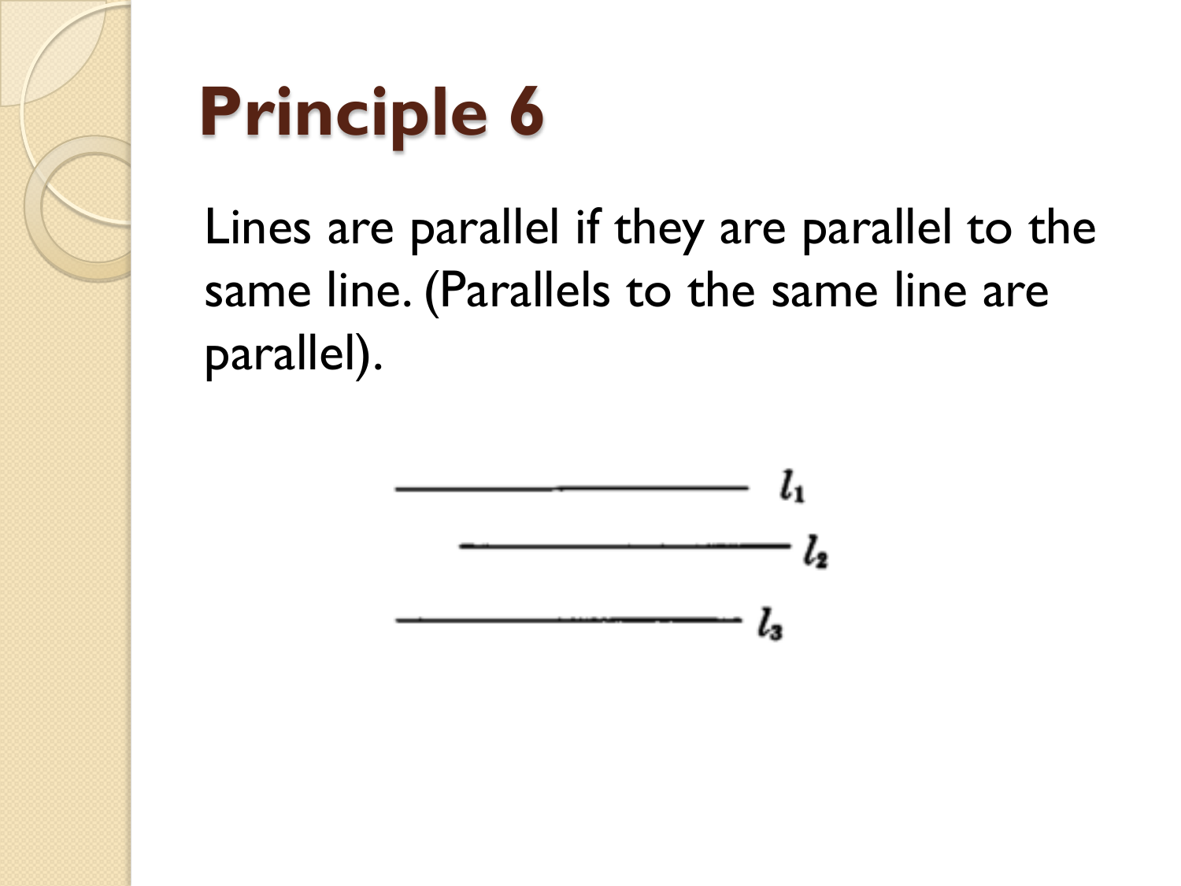# Principle 6

Lines are parallel if they are parallel to the same line. (Parallels to the same line are parallel).

$l_1$

$l_2$

$l_3$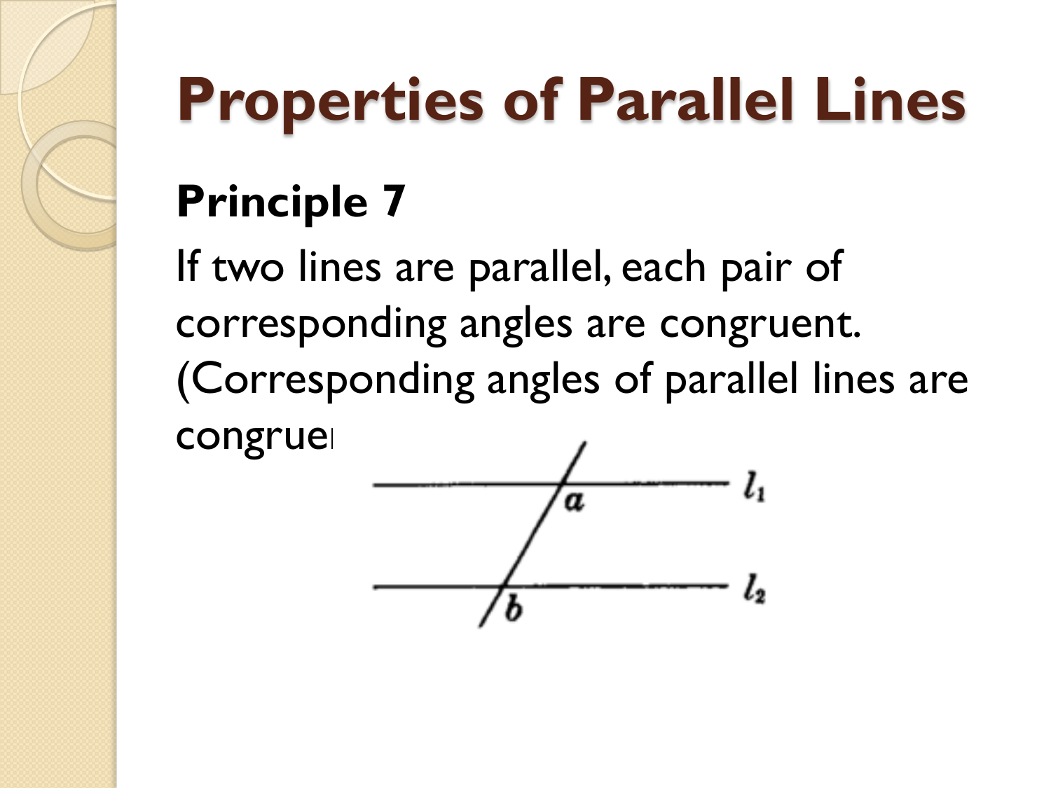# Properties of Parallel Lines

**Principle 7**

If two lines are parallel, each pair of corresponding angles are congruent. (Corresponding angles of parallel lines are congrue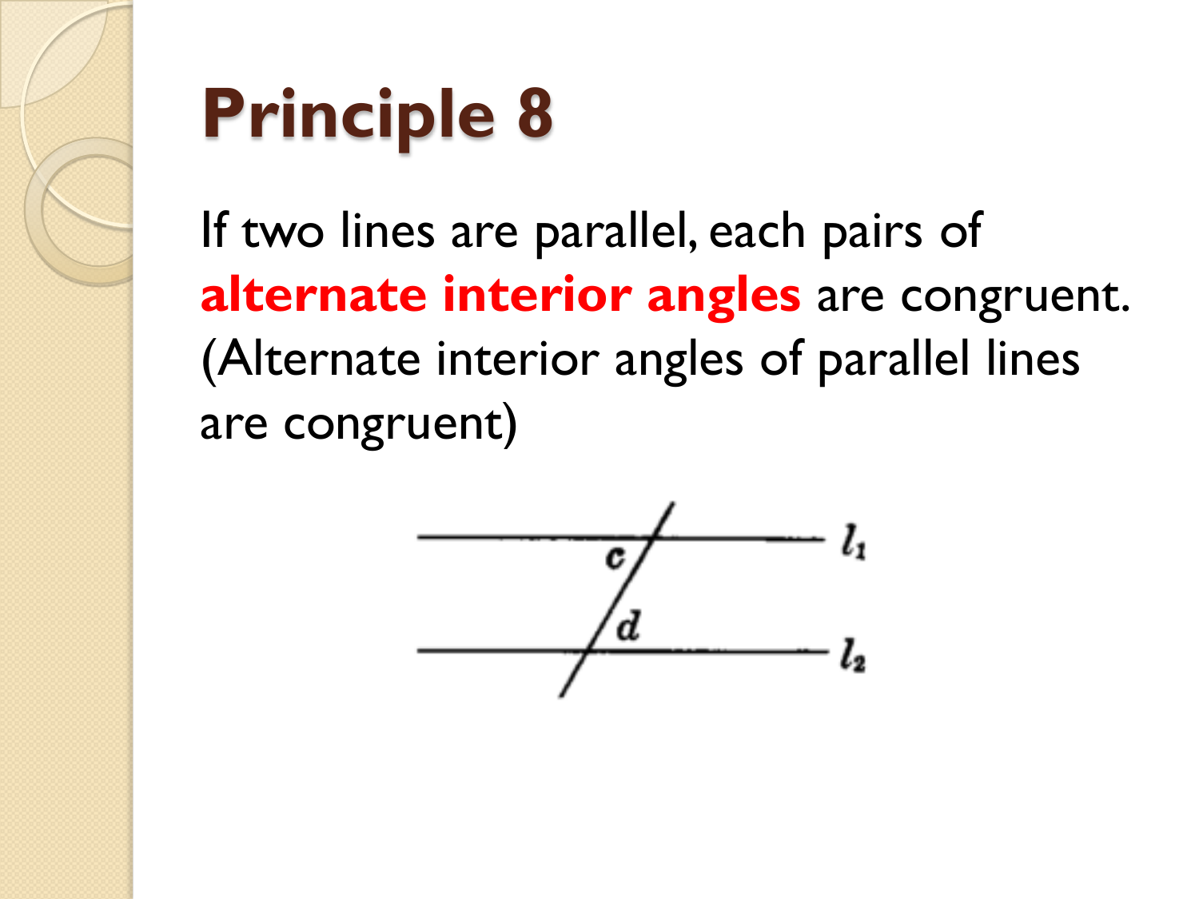# Principle 8

If two lines are parallel, each pairs of **alternate interior angles** are congruent. (Alternate interior angles of parallel lines are congruent)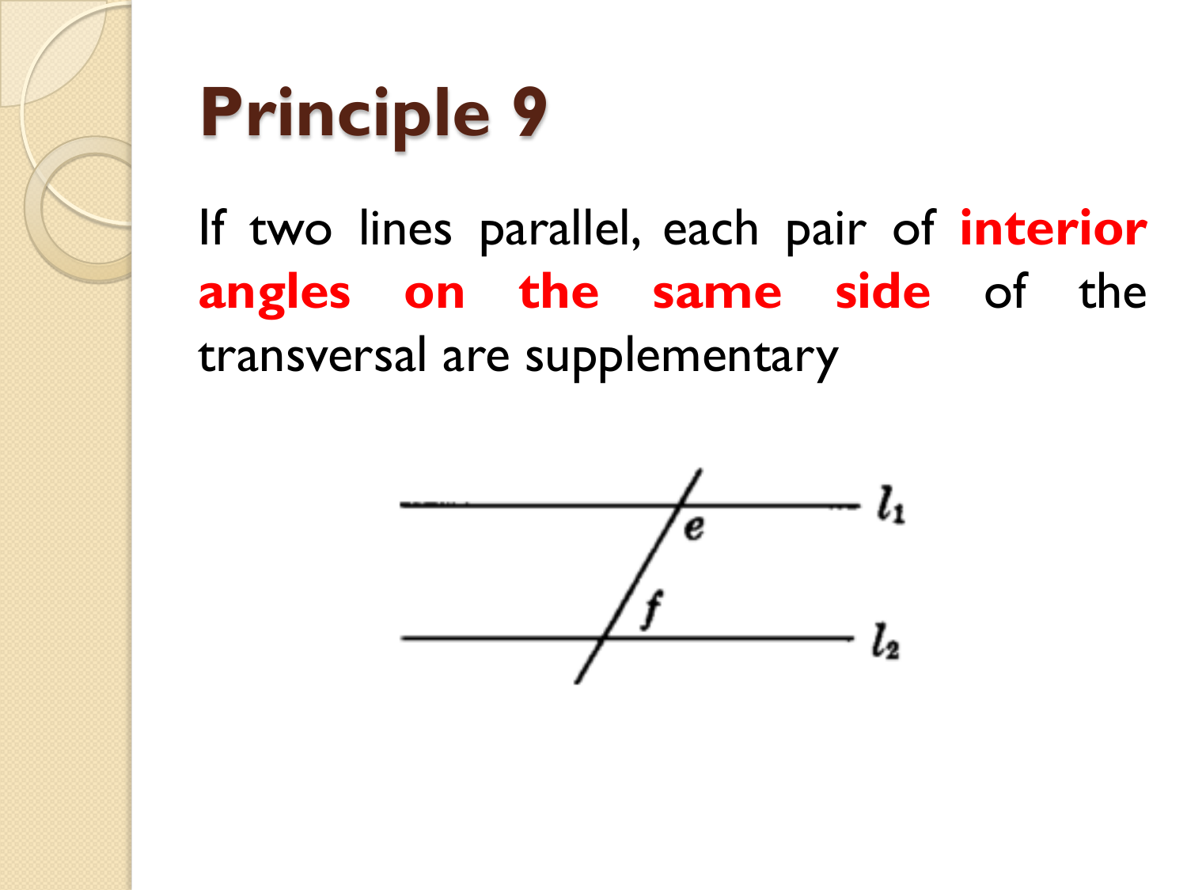# Principle 9

If two lines parallel, each pair of **interior angles on the same side** of the transversal are supplementary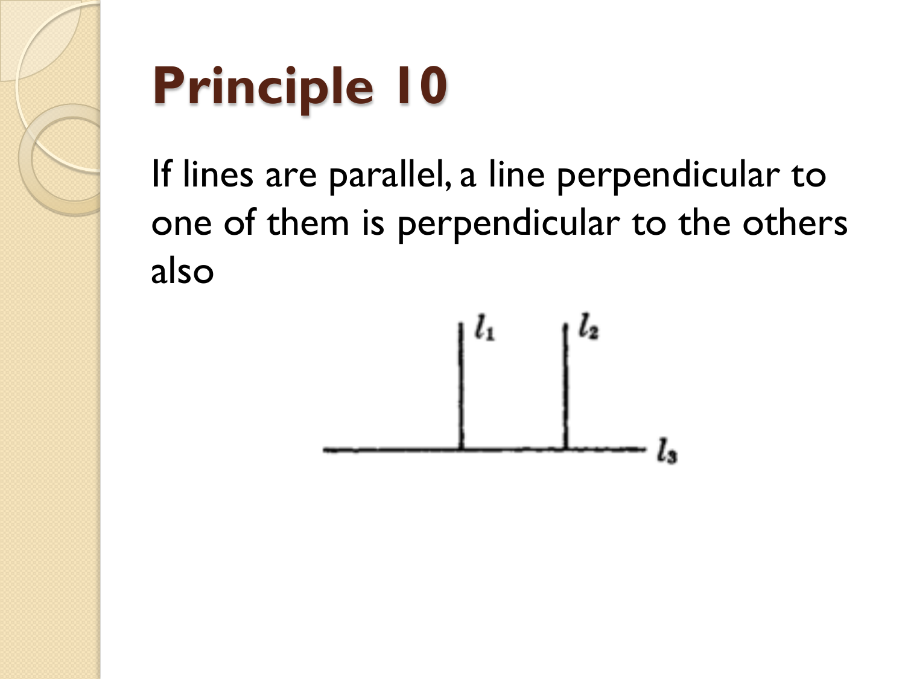# Principle 10

If lines are parallel, a line perpendicular to one of them is perpendicular to the others also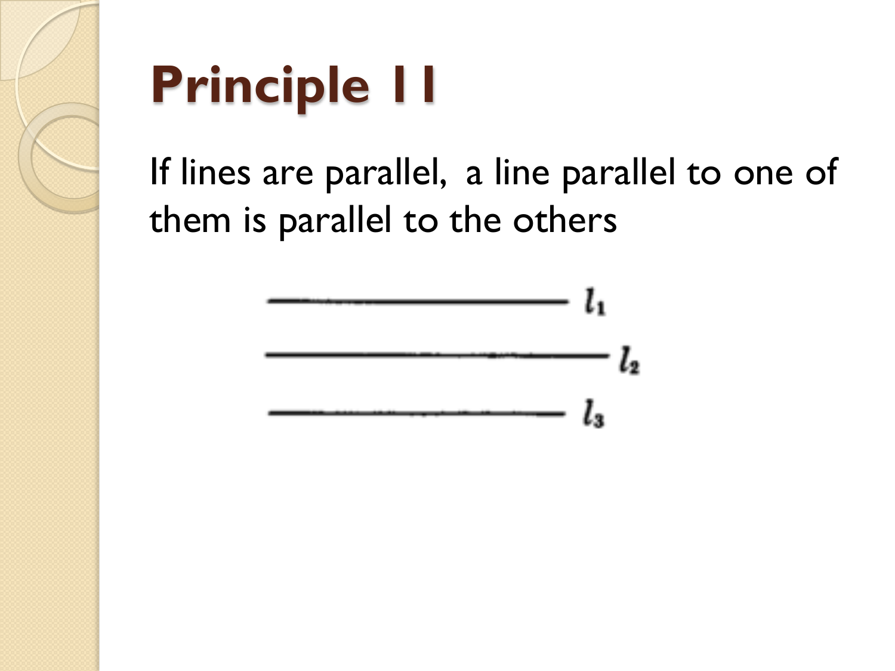# Principle 11

If lines are parallel, a line parallel to one of them is parallel to the others

$l_1$

$l_2$

$l_3$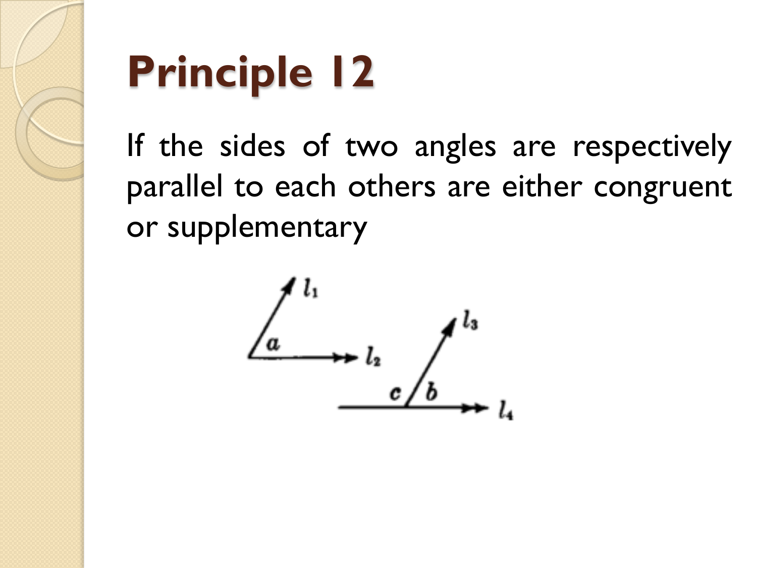# Principle 12

If the sides of two angles are respectively parallel to each others are either congruent or supplementary

$l_1$

$a$

$l_2$

$l_3$

$c$ $b$

$l_4$